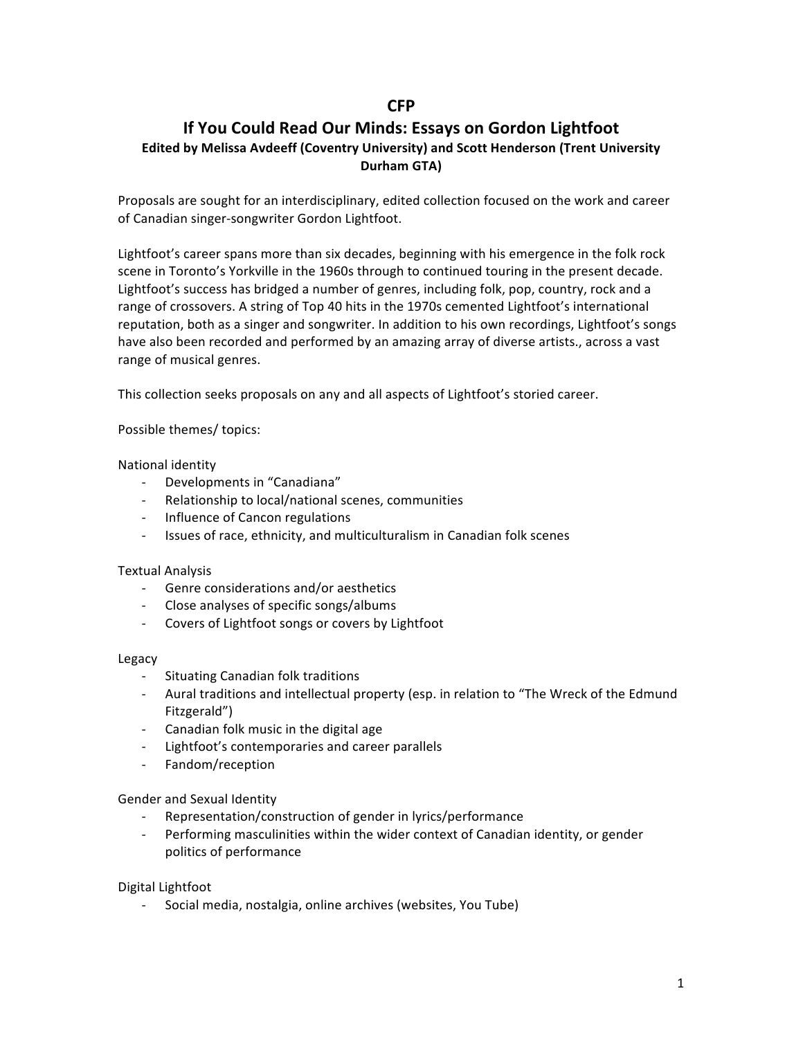# CFP

## If You Could Read Our Minds: Essays on Gordon Lightfoot

**Edited by Melissa Avdeeff (Coventry University) and Scott Henderson (Trent University Durham GTA)**

Proposals are sought for an interdisciplinary, edited collection focused on the work and career of Canadian singer-songwriter Gordon Lightfoot.

Lightfoot's career spans more than six decades, beginning with his emergence in the folk rock scene in Toronto's Yorkville in the 1960s through to continued touring in the present decade. Lightfoot's success has bridged a number of genres, including folk, pop, country, rock and a range of crossovers. A string of Top 40 hits in the 1970s cemented Lightfoot's international reputation, both as a singer and songwriter. In addition to his own recordings, Lightfoot's songs have also been recorded and performed by an amazing array of diverse artists., across a vast range of musical genres.

This collection seeks proposals on any and all aspects of Lightfoot's storied career.

Possible themes/ topics:

National identity

- Developments in "Canadiana"
- Relationship to local/national scenes, communities
- Influence of Cancon regulations
- Issues of race, ethnicity, and multiculturalism in Canadian folk scenes

Textual Analysis

- Genre considerations and/or aesthetics
- Close analyses of specific songs/albums
- Covers of Lightfoot songs or covers by Lightfoot

Legacy

- Situating Canadian folk traditions
- Aural traditions and intellectual property (esp. in relation to "The Wreck of the Edmund Fitzgerald")
- Canadian folk music in the digital age
- Lightfoot's contemporaries and career parallels
- Fandom/reception

Gender and Sexual Identity

- Representation/construction of gender in lyrics/performance
- Performing masculinities within the wider context of Canadian identity, or gender politics of performance

Digital Lightfoot

- Social media, nostalgia, online archives (websites, You Tube)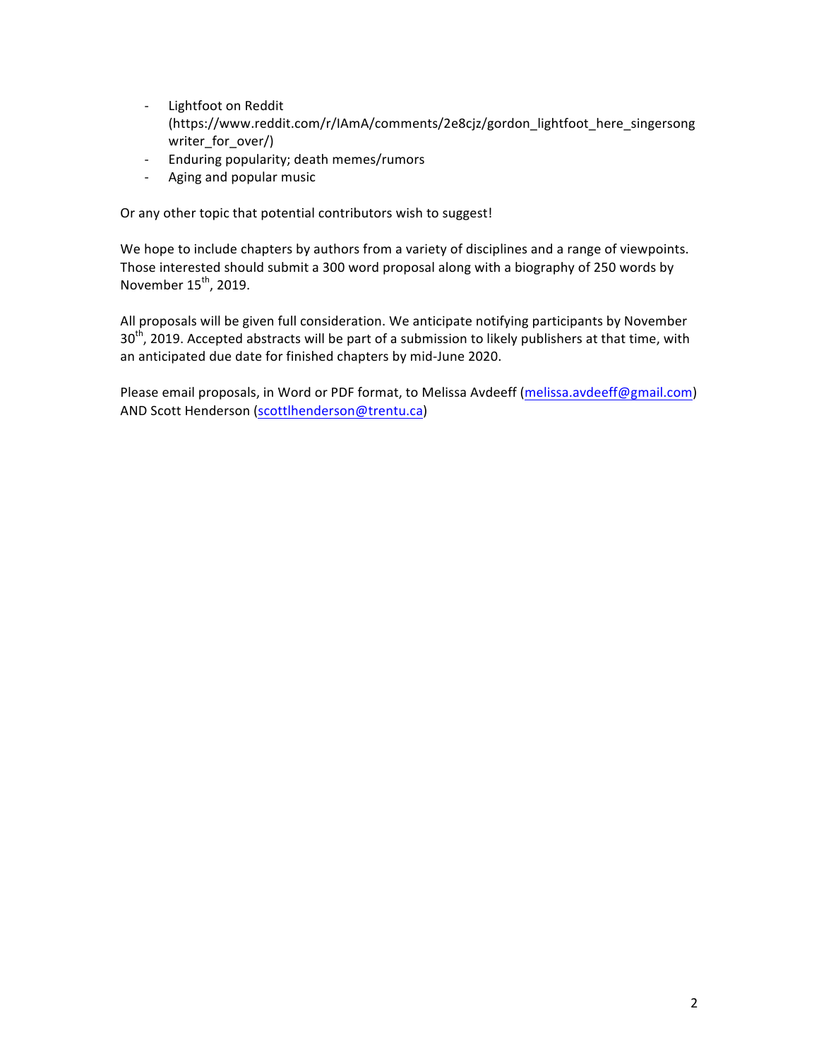- Lightfoot on Reddit (https://www.reddit.com/r/IAmA/comments/2e8cjz/gordon_lightfoot_here_singersongwriter_for_over/)
- Enduring popularity; death memes/rumors
- Aging and popular music

Or any other topic that potential contributors wish to suggest!

We hope to include chapters by authors from a variety of disciplines and a range of viewpoints. Those interested should submit a 300 word proposal along with a biography of 250 words by November 15th, 2019.

All proposals will be given full consideration. We anticipate notifying participants by November 30th, 2019. Accepted abstracts will be part of a submission to likely publishers at that time, with an anticipated due date for finished chapters by mid-June 2020.

Please email proposals, in Word or PDF format, to Melissa Avdeeff (melissa.avdeeff@gmail.com) AND Scott Henderson (scottlhenderson@trentu.ca)